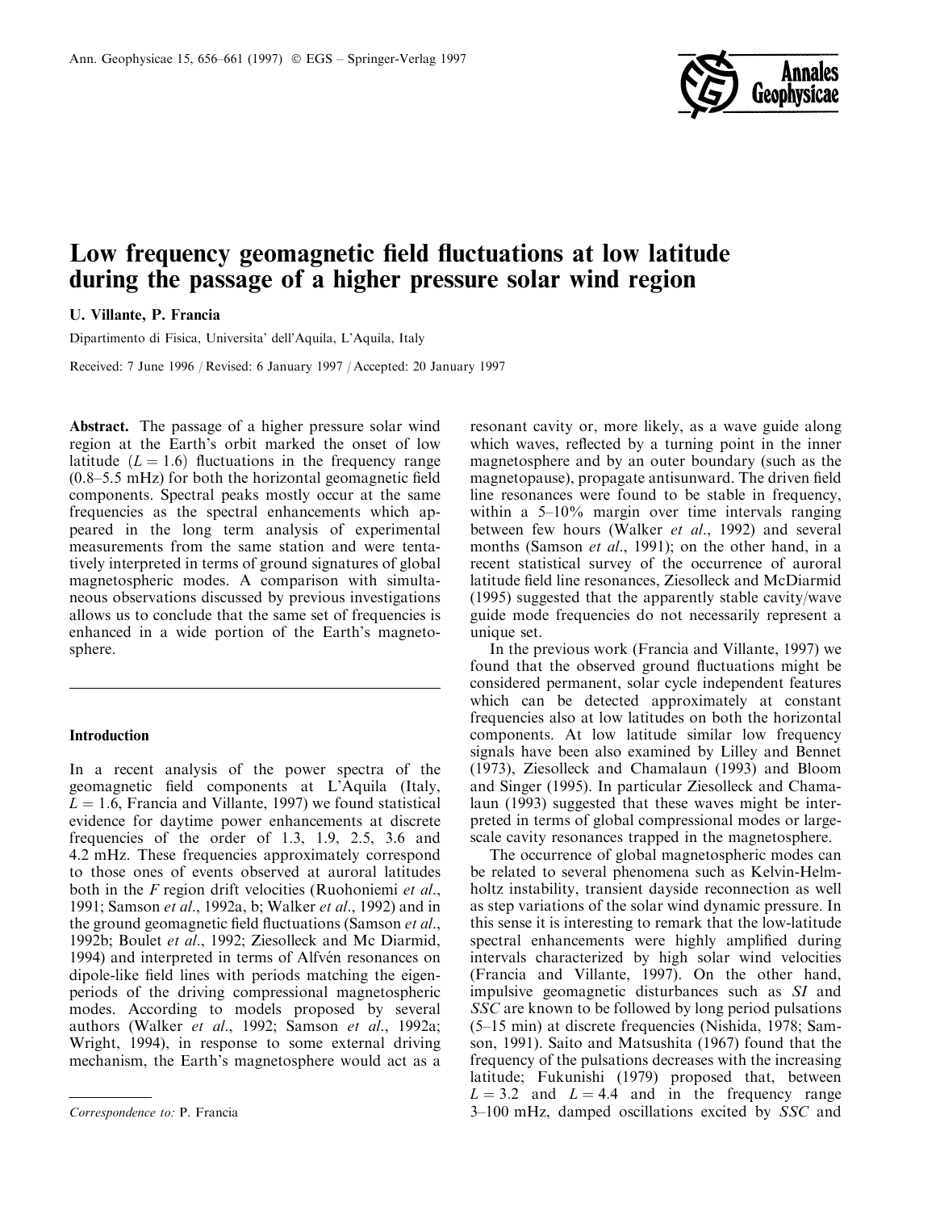# Low frequency geomagnetic field fluctuations at low latitude during the passage of a higher pressure solar wind region

U. Villante, P. Francia

Dipartimento di Fisica, Universita' dell'Aquila, L'Aquila, Italy

Received: 7 June 1996 / Revised: 6 January 1997 / Accepted: 20 January 1997

**Abstract.** The passage of a higher pressure solar wind region at the Earth's orbit marked the onset of low latitude ($L = 1.6$) fluctuations in the frequency range (0.8–5.5 mHz) for both the horizontal geomagnetic field components. Spectral peaks mostly occur at the same frequencies as the spectral enhancements which appeared in the long term analysis of experimental measurements from the same station and were tentatively interpreted in terms of ground signatures of global magnetospheric modes. A comparison with simultaneous observations discussed by previous investigations allows us to conclude that the same set of frequencies is enhanced in a wide portion of the Earth's magnetosphere.

## Introduction

In a recent analysis of the power spectra of the geomagnetic field components at L'Aquila (Italy, $L = 1.6$, Francia and Villante, 1997) we found statistical evidence for daytime power enhancements at discrete frequencies of the order of 1.3, 1.9, 2.5, 3.6 and 4.2 mHz. These frequencies approximately correspond to those ones of events observed at auroral latitudes both in the *F* region drift velocities (Ruohoniemi *et al*., 1991; Samson *et al*., 1992a, b; Walker *et al*., 1992) and in the ground geomagnetic field fluctuations (Samson *et al*., 1992b; Boulet *et al*., 1992; Ziesolleck and Mc Diarmid, 1994) and interpreted in terms of Alfvén resonances on dipole-like field lines with periods matching the eigenperiods of the driving compressional magnetospheric modes. According to models proposed by several authors (Walker *et al*., 1992; Samson *et al*., 1992a; Wright, 1994), in response to some external driving mechanism, the Earth's magnetosphere would act as a resonant cavity or, more likely, as a wave guide along which waves, reflected by a turning point in the inner magnetosphere and by an outer boundary (such as the magnetopause), propagate antisunward. The driven field line resonances were found to be stable in frequency, within a 5–10% margin over time intervals ranging between few hours (Walker *et al*., 1992) and several months (Samson *et al*., 1991); on the other hand, in a recent statistical survey of the occurrence of auroral latitude field line resonances, Ziesolleck and McDiarmid (1995) suggested that the apparently stable cavity/wave guide mode frequencies do not necessarily represent a unique set.

In the previous work (Francia and Villante, 1997) we found that the observed ground fluctuations might be considered permanent, solar cycle independent features which can be detected approximately at constant frequencies also at low latitudes on both the horizontal components. At low latitude similar low frequency signals have been also examined by Lilley and Bennet (1973), Ziesolleck and Chamalaun (1993) and Bloom and Singer (1995). In particular Ziesolleck and Chamalaun (1993) suggested that these waves might be interpreted in terms of global compressional modes or large-scale cavity resonances trapped in the magnetosphere.

The occurrence of global magnetospheric modes can be related to several phenomena such as Kelvin-Helmholtz instability, transient dayside reconnection as well as step variations of the solar wind dynamic pressure. In this sense it is interesting to remark that the low-latitude spectral enhancements were highly amplified during intervals characterized by high solar wind velocities (Francia and Villante, 1997). On the other hand, impulsive geomagnetic disturbances such as *SI* and *SSC* are known to be followed by long period pulsations (5–15 min) at discrete frequencies (Nishida, 1978; Samson, 1991). Saito and Matsushita (1967) found that the frequency of the pulsations decreases with the increasing latitude; Fukunishi (1979) proposed that, between $L = 3.2$ and $L = 4.4$ and in the frequency range 3–100 mHz, damped oscillations excited by *SSC* and

*Correspondence to:* P. Francia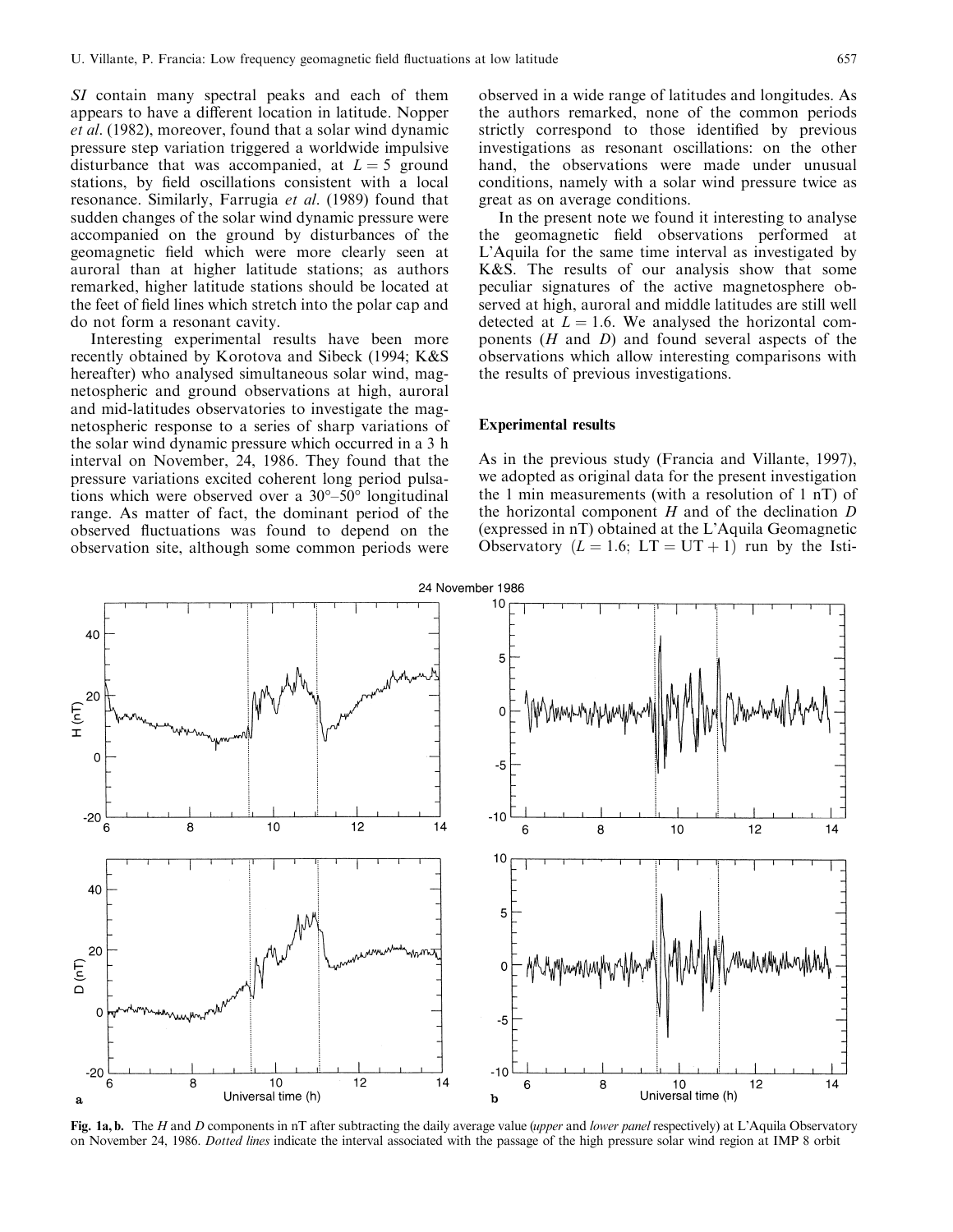*SI* contain many spectral peaks and each of them appears to have a different location in latitude. Nopper *et al*. (1982), moreover, found that a solar wind dynamic pressure step variation triggered a worldwide impulsive disturbance that was accompanied, at $L = 5$ ground stations, by field oscillations consistent with a local resonance. Similarly, Farrugia *et al*. (1989) found that sudden changes of the solar wind dynamic pressure were accompanied on the ground by disturbances of the geomagnetic field which were more clearly seen at auroral than at higher latitude stations; as authors remarked, higher latitude stations should be located at the feet of field lines which stretch into the polar cap and do not form a resonant cavity.

Interesting experimental results have been more recently obtained by Korotova and Sibeck (1994; K&S hereafter) who analysed simultaneous solar wind, magnetospheric and ground observations at high, auroral and mid-latitudes observatories to investigate the magnetospheric response to a series of sharp variations of the solar wind dynamic pressure which occurred in a 3 h interval on November, 24, 1986. They found that the pressure variations excited coherent long period pulsations which were observed over a 30°–50° longitudinal range. As matter of fact, the dominant period of the observed fluctuations was found to depend on the observation site, although some common periods were observed in a wide range of latitudes and longitudes. As the authors remarked, none of the common periods strictly correspond to those identified by previous investigations as resonant oscillations: on the other hand, the observations were made under unusual conditions, namely with a solar wind pressure twice as great as on average conditions.

In the present note we found it interesting to analyse the geomagnetic field observations performed at L'Aquila for the same time interval as investigated by K&S. The results of our analysis show that some peculiar signatures of the active magnetosphere observed at high, auroral and middle latitudes are still well detected at $L = 1.6$. We analysed the horizontal components ($H$ and $D$) and found several aspects of the observations which allow interesting comparisons with the results of previous investigations.

## Experimental results

As in the previous study (Francia and Villante, 1997), we adopted as original data for the present investigation the 1 min measurements (with a resolution of 1 nT) of the horizontal component $H$ and of the declination $D$ (expressed in nT) obtained at the L'Aquila Geomagnetic Observatory ($L = 1.6$; $\mathrm{LT} = \mathrm{UT} + 1$) run by the Isti-

**Fig. 1a, b.** The $H$ and $D$ components in nT after subtracting the daily average value (*upper* and *lower panel* respectively) at L'Aquila Observatory on November 24, 1986. *Dotted lines* indicate the interval associated with the passage of the high pressure solar wind region at IMP 8 orbit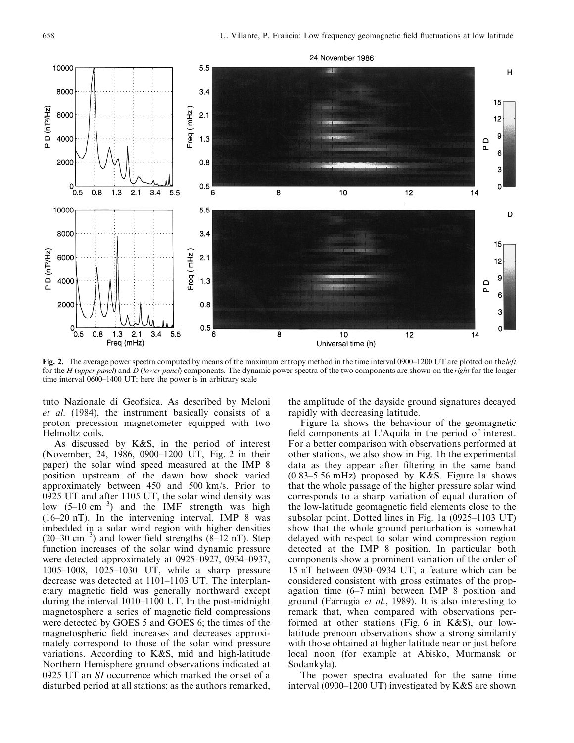Fig. 2. The average power spectra computed by means of the maximum entropy method in the time interval 0900–1200 UT are plotted on the *left* for the *H* (*upper panel*) and *D* (*lower panel*) components. The dynamic power spectra of the two components are shown on the *right* for the longer time interval 0600–1400 UT; here the power is in arbitrary scale

tuto Nazionale di Geofisica. As described by Meloni *et al.* (1984), the instrument basically consists of a proton precession magnetometer equipped with two Helmoltz coils.

As discussed by K&S, in the period of interest (November, 24, 1986, 0900–1200 UT, Fig. 2 in their paper) the solar wind speed measured at the IMP 8 position upstream of the dawn bow shock varied approximately between 450 and 500 km/s. Prior to 0925 UT and after 1105 UT, the solar wind density was low (5–10 $cm^{-3}$) and the IMF strength was high (16–20 nT). In the intervening interval, IMP 8 was imbedded in a solar wind region with higher densities (20–30 $cm^{-3}$) and lower field strengths (8–12 nT). Step function increases of the solar wind dynamic pressure were detected approximately at 0925–0927, 0934–0937, 1005–1008, 1025–1030 UT, while a sharp pressure decrease was detected at 1101–1103 UT. The interplanetary magnetic field was generally northward except during the interval 1010–1100 UT. In the post-midnight magnetosphere a series of magnetic field compressions were detected by GOES 5 and GOES 6; the times of the magnetospheric field increases and decreases approximately correspond to those of the solar wind pressure variations. According to K&S, mid and high-latitude Northern Hemisphere ground observations indicated at 0925 UT an *SI* occurrence which marked the onset of a disturbed period at all stations; as the authors remarked, the amplitude of the dayside ground signatures decayed rapidly with decreasing latitude.

Figure 1a shows the behaviour of the geomagnetic field components at L'Aquila in the period of interest. For a better comparison with observations performed at other stations, we also show in Fig. 1b the experimental data as they appear after filtering in the same band (0.83–5.56 mHz) proposed by K&S. Figure 1a shows that the whole passage of the higher pressure solar wind corresponds to a sharp variation of equal duration of the low-latitude geomagnetic field elements close to the subsolar point. Dotted lines in Fig. 1a (0925–1103 UT) show that the whole ground perturbation is somewhat delayed with respect to solar wind compression region detected at the IMP 8 position. In particular both components show a prominent variation of the order of 15 nT between 0930–0934 UT, a feature which can be considered consistent with gross estimates of the propagation time (6–7 min) between IMP 8 position and ground (Farrugia *et al.*, 1989). It is also interesting to remark that, when compared with observations performed at other stations (Fig. 6 in K&S), our low-latitude prenoon observations show a strong similarity with those obtained at higher latitude near or just before local noon (for example at Abisko, Murmansk or Sodankyla).

The power spectra evaluated for the same time interval (0900–1200 UT) investigated by K&S are shown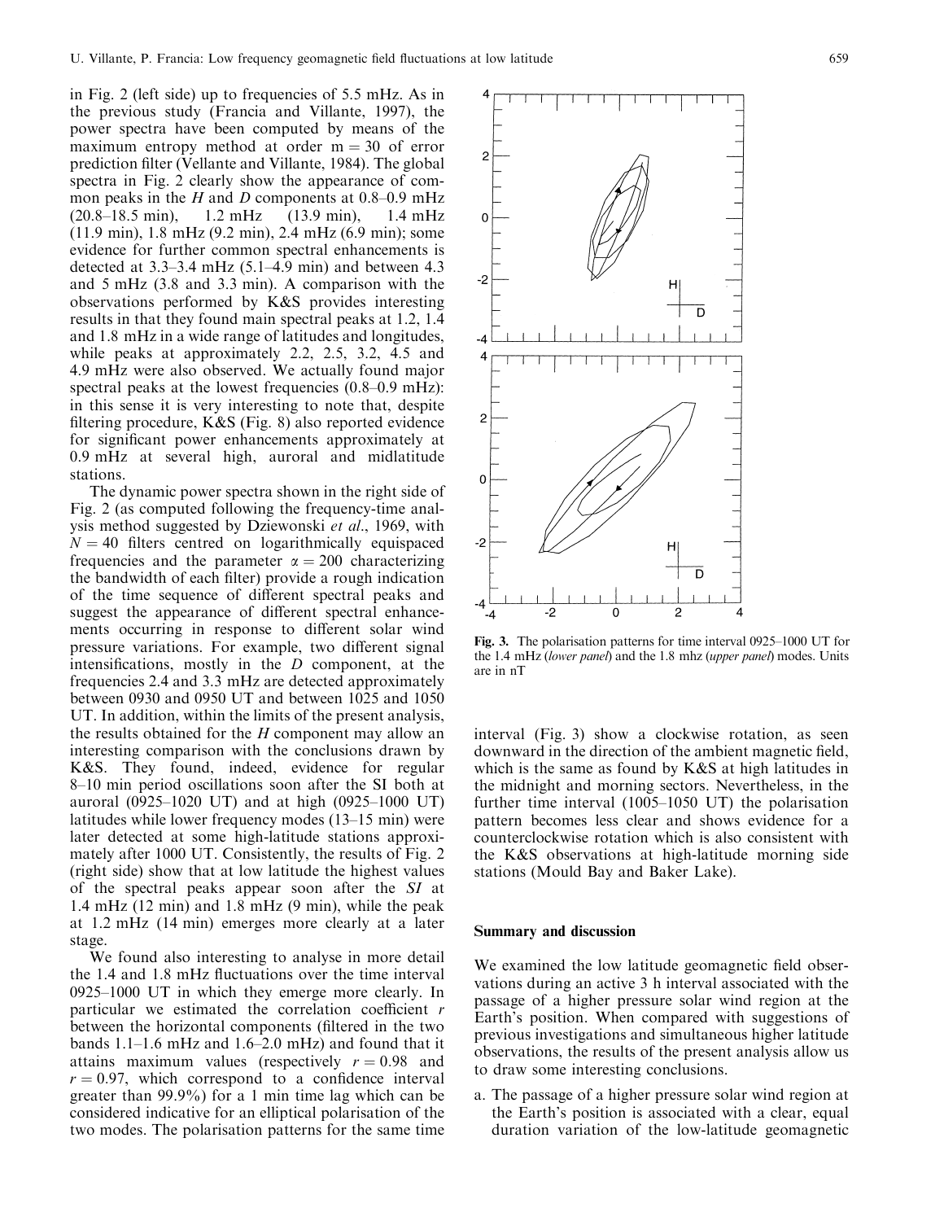in Fig. 2 (left side) up to frequencies of 5.5 mHz. As in the previous study (Francia and Villante, 1997), the power spectra have been computed by means of the maximum entropy method at order $m = 30$ of error prediction filter (Vellante and Villante, 1984). The global spectra in Fig. 2 clearly show the appearance of common peaks in the $H$ and $D$ components at 0.8–0.9 mHz (20.8–18.5 min), 1.2 mHz (13.9 min), 1.4 mHz (11.9 min), 1.8 mHz (9.2 min), 2.4 mHz (6.9 min); some evidence for further common spectral enhancements is detected at 3.3–3.4 mHz (5.1–4.9 min) and between 4.3 and 5 mHz (3.8 and 3.3 min). A comparison with the observations performed by K&S provides interesting results in that they found main spectral peaks at 1.2, 1.4 and 1.8 mHz in a wide range of latitudes and longitudes, while peaks at approximately 2.2, 2.5, 3.2, 4.5 and 4.9 mHz were also observed. We actually found major spectral peaks at the lowest frequencies (0.8–0.9 mHz): in this sense it is very interesting to note that, despite filtering procedure, K&S (Fig. 8) also reported evidence for significant power enhancements approximately at 0.9 mHz at several high, auroral and midlatitude stations.

The dynamic power spectra shown in the right side of Fig. 2 (as computed following the frequency-time analysis method suggested by Dziewonski *et al*., 1969, with $N = 40$ filters centred on logarithmically equispaced frequencies and the parameter $\alpha = 200$ characterizing the bandwidth of each filter) provide a rough indication of the time sequence of different spectral peaks and suggest the appearance of different spectral enhancements occurring in response to different solar wind pressure variations. For example, two different signal intensifications, mostly in the $D$ component, at the frequencies 2.4 and 3.3 mHz are detected approximately between 0930 and 0950 UT and between 1025 and 1050 UT. In addition, within the limits of the present analysis, the results obtained for the $H$ component may allow an interesting comparison with the conclusions drawn by K&S. They found, indeed, evidence for regular 8–10 min period oscillations soon after the SI both at auroral (0925–1020 UT) and at high (0925–1000 UT) latitudes while lower frequency modes (13–15 min) were later detected at some high-latitude stations approximately after 1000 UT. Consistently, the results of Fig. 2 (right side) show that at low latitude the highest values of the spectral peaks appear soon after the *SI* at 1.4 mHz (12 min) and 1.8 mHz (9 min), while the peak at 1.2 mHz (14 min) emerges more clearly at a later stage.

We found also interesting to analyse in more detail the 1.4 and 1.8 mHz fluctuations over the time interval 0925–1000 UT in which they emerge more clearly. In particular we estimated the correlation coefficient $r$ between the horizontal components (filtered in the two bands 1.1–1.6 mHz and 1.6–2.0 mHz) and found that it attains maximum values (respectively $r = 0.98$ and $r = 0.97$, which correspond to a confidence interval greater than 99.9%) for a 1 min time lag which can be considered indicative for an elliptical polarisation of the two modes. The polarisation patterns for the same time interval (Fig. 3) show a clockwise rotation, as seen downward in the direction of the ambient magnetic field, which is the same as found by K&S at high latitudes in the midnight and morning sectors. Nevertheless, in the further time interval (1005–1050 UT) the polarisation pattern becomes less clear and shows evidence for a counterclockwise rotation which is also consistent with the K&S observations at high-latitude morning side stations (Mould Bay and Baker Lake).

**Fig. 3.** The polarisation patterns for time interval 0925–1000 UT for the 1.4 mHz (*lower panel*) and the 1.8 mhz (*upper panel*) modes. Units are in nT

## Summary and discussion

We examined the low latitude geomagnetic field observations during an active 3 h interval associated with the passage of a higher pressure solar wind region at the Earth's position. When compared with suggestions of previous investigations and simultaneous higher latitude observations, the results of the present analysis allow us to draw some interesting conclusions.

a. The passage of a higher pressure solar wind region at the Earth's position is associated with a clear, equal duration variation of the low-latitude geomagnetic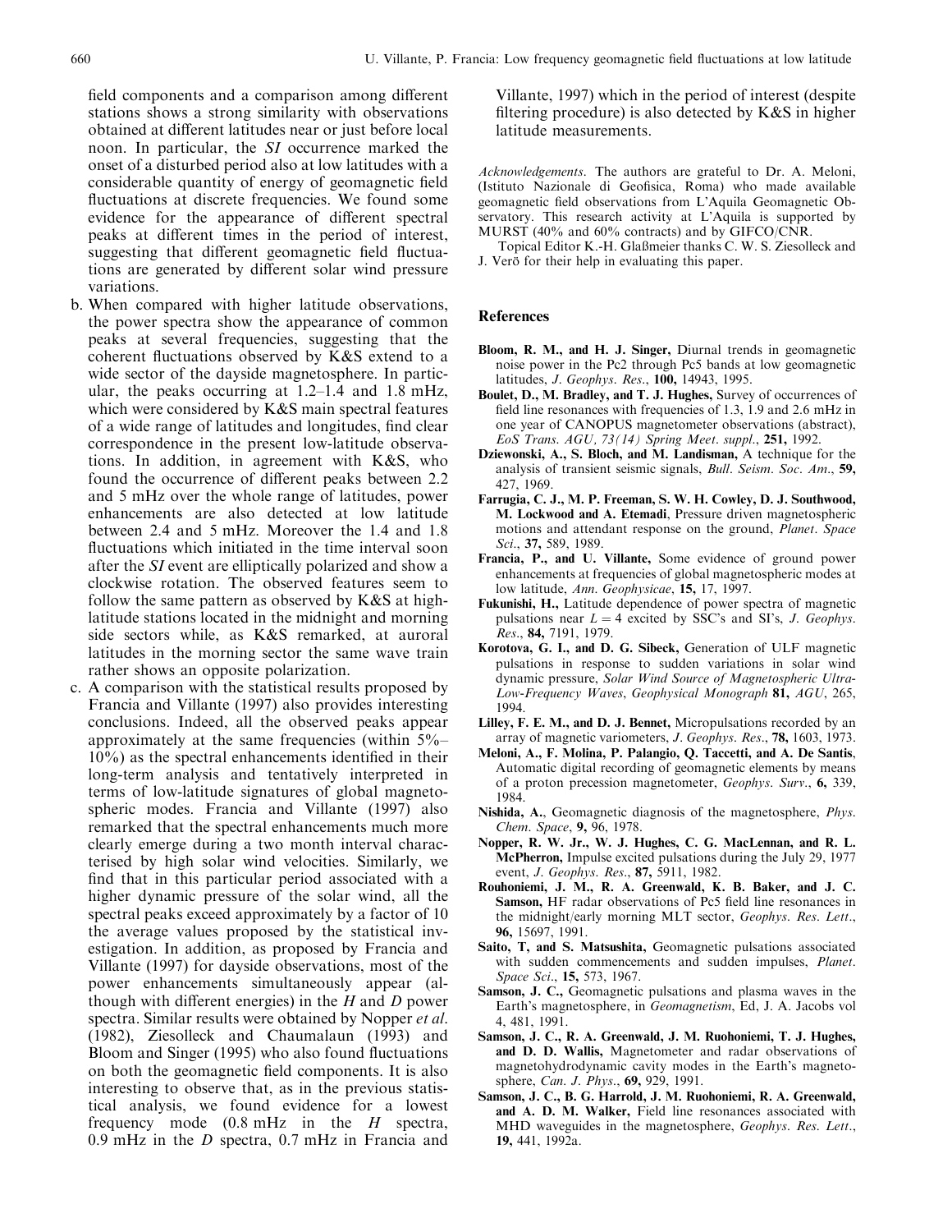field components and a comparison among different stations shows a strong similarity with observations obtained at different latitudes near or just before local noon. In particular, the *SI* occurrence marked the onset of a disturbed period also at low latitudes with a considerable quantity of energy of geomagnetic field fluctuations at discrete frequencies. We found some evidence for the appearance of different spectral peaks at different times in the period of interest, suggesting that different geomagnetic field fluctuations are generated by different solar wind pressure variations.

b. When compared with higher latitude observations, the power spectra show the appearance of common peaks at several frequencies, suggesting that the coherent fluctuations observed by K&S extend to a wide sector of the dayside magnetosphere. In particular, the peaks occurring at 1.2–1.4 and 1.8 mHz, which were considered by K&S main spectral features of a wide range of latitudes and longitudes, find clear correspondence in the present low-latitude observations. In addition, in agreement with K&S, who found the occurrence of different peaks between 2.2 and 5 mHz over the whole range of latitudes, power enhancements are also detected at low latitude between 2.4 and 5 mHz. Moreover the 1.4 and 1.8 fluctuations which initiated in the time interval soon after the *SI* event are elliptically polarized and show a clockwise rotation. The observed features seem to follow the same pattern as observed by K&S at high-latitude stations located in the midnight and morning side sectors while, as K&S remarked, at auroral latitudes in the morning sector the same wave train rather shows an opposite polarization.

c. A comparison with the statistical results proposed by Francia and Villante (1997) also provides interesting conclusions. Indeed, all the observed peaks appear approximately at the same frequencies (within 5%–10%) as the spectral enhancements identified in their long-term analysis and tentatively interpreted in terms of low-latitude signatures of global magnetospheric modes. Francia and Villante (1997) also remarked that the spectral enhancements much more clearly emerge during a two month interval characterised by high solar wind velocities. Similarly, we find that in this particular period associated with a higher dynamic pressure of the solar wind, all the spectral peaks exceed approximately by a factor of 10 the average values proposed by the statistical investigation. In addition, as proposed by Francia and Villante (1997) for dayside observations, most of the power enhancements simultaneously appear (although with different energies) in the *H* and *D* power spectra. Similar results were obtained by Nopper *et al.* (1982), Ziesolleck and Chaumalaun (1993) and Bloom and Singer (1995) who also found fluctuations on both the geomagnetic field components. It is also interesting to observe that, as in the previous statistical analysis, we found evidence for a lowest frequency mode (0.8 mHz in the *H* spectra, 0.9 mHz in the *D* spectra, 0.7 mHz in Francia and Villante, 1997) which in the period of interest (despite filtering procedure) is also detected by K&S in higher latitude measurements.

*Acknowledgements*. The authors are grateful to Dr. A. Meloni, (Istituto Nazionale di Geofisica, Roma) who made available geomagnetic field observations from L'Aquila Geomagnetic Observatory. This research activity at L'Aquila is supported by MURST (40% and 60% contracts) and by GIFCO/CNR.

Topical Editor K.-H. Glaßmeier thanks C. W. S. Ziesolleck and J. Verö for their help in evaluating this paper.

## References

**Bloom, R. M., and H. J. Singer,** Diurnal trends in geomagnetic noise power in the Pc2 through Pc5 bands at low geomagnetic latitudes, *J. Geophys. Res.*, **100,** 14943, 1995.

**Boulet, D., M. Bradley, and T. J. Hughes,** Survey of occurrences of field line resonances with frequencies of 1.3, 1.9 and 2.6 mHz in one year of CANOPUS magnetometer observations (abstract), *EoS Trans. AGU, 73(14) Spring Meet. suppl.*, **251,** 1992.

**Dziewonski, A., S. Bloch, and M. Landisman,** A technique for the analysis of transient seismic signals, *Bull. Seism. Soc. Am.*, **59,** 427, 1969.

**Farrugia, C. J., M. P. Freeman, S. W. H. Cowley, D. J. Southwood, M. Lockwood and A. Etemadi**, Pressure driven magnetospheric motions and attendant response on the ground, *Planet. Space Sci.*, **37,** 589, 1989.

**Francia, P., and U. Villante,** Some evidence of ground power enhancements at frequencies of global magnetospheric modes at low latitude, *Ann. Geophysicae*, **15,** 17, 1997.

**Fukunishi, H.,** Latitude dependence of power spectra of magnetic pulsations near $L = 4$ excited by SSC's and SI's, *J. Geophys. Res.*, **84,** 7191, 1979.

**Korotova, G. I., and D. G. Sibeck,** Generation of ULF magnetic pulsations in response to sudden variations in solar wind dynamic pressure, *Solar Wind Source of Magnetospheric Ultra-Low-Frequency Waves*, *Geophysical Monograph* **81,** *AGU*, 265, 1994.

**Lilley, F. E. M., and D. J. Bennet,** Micropulsations recorded by an array of magnetic variometers, *J. Geophys. Res.*, **78,** 1603, 1973.

**Meloni, A., F. Molina, P. Palangio, Q. Taccetti, and A. De Santis**, Automatic digital recording of geomagnetic elements by means of a proton precession magnetometer, *Geophys. Surv.*, **6,** 339, 1984.

**Nishida, A.**, Geomagnetic diagnosis of the magnetosphere, *Phys. Chem. Space*, **9,** 96, 1978.

**Nopper, R. W. Jr., W. J. Hughes, C. G. MacLennan, and R. L. McPherron,** Impulse excited pulsations during the July 29, 1977 event, *J. Geophys. Res.*, **87,** 5911, 1982.

**Rouhoniemi, J. M., R. A. Greenwald, K. B. Baker, and J. C. Samson,** HF radar observations of Pc5 field line resonances in the midnight/early morning MLT sector, *Geophys. Res. Lett.*, **96,** 15697, 1991.

**Saito, T, and S. Matsushita,** Geomagnetic pulsations associated with sudden commencements and sudden impulses, *Planet. Space Sci.*, **15,** 573, 1967.

**Samson, J. C.,** Geomagnetic pulsations and plasma waves in the Earth's magnetosphere, in *Geomagnetism*, Ed, J. A. Jacobs vol 4, 481, 1991.

**Samson, J. C., R. A. Greenwald, J. M. Ruohoniemi, T. J. Hughes, and D. D. Wallis,** Magnetometer and radar observations of magnetohydrodynamic cavity modes in the Earth's magnetosphere, *Can. J. Phys.*, **69,** 929, 1991.

**Samson, J. C., B. G. Harrold, J. M. Ruohoniemi, R. A. Greenwald, and A. D. M. Walker,** Field line resonances associated with MHD waveguides in the magnetosphere, *Geophys. Res. Lett.*, **19,** 441, 1992a.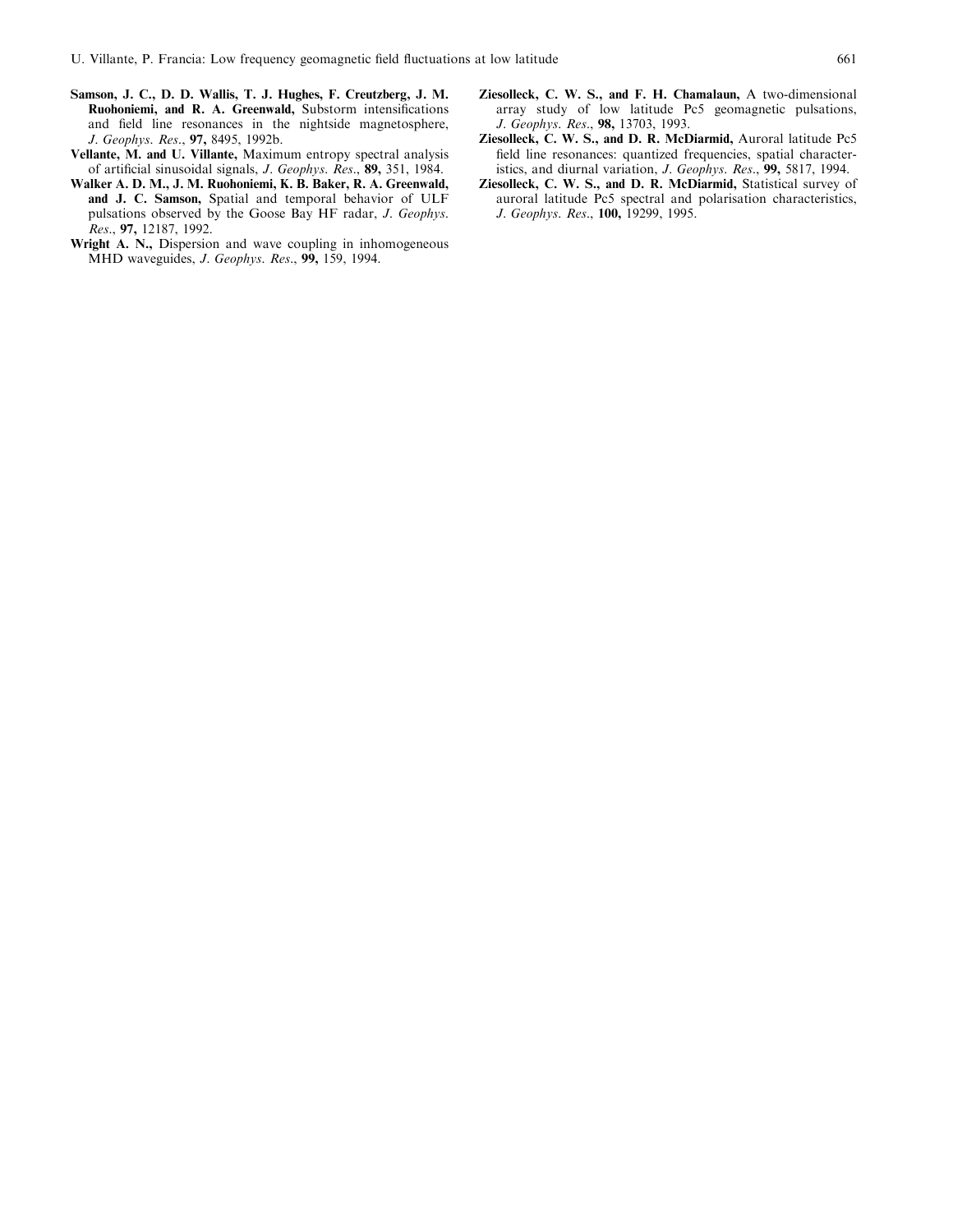**Samson, J. C., D. D. Wallis, T. J. Hughes, F. Creutzberg, J. M. Ruohoniemi, and R. A. Greenwald,** Substorm intensifications and field line resonances in the nightside magnetosphere, *J. Geophys. Res.*, **97,** 8495, 1992b.

**Vellante, M. and U. Villante,** Maximum entropy spectral analysis of artificial sinusoidal signals, *J. Geophys. Res.*, **89,** 351, 1984.

**Walker A. D. M., J. M. Ruohoniemi, K. B. Baker, R. A. Greenwald, and J. C. Samson,** Spatial and temporal behavior of ULF pulsations observed by the Goose Bay HF radar, *J. Geophys. Res.*, **97,** 12187, 1992.

**Wright A. N.,** Dispersion and wave coupling in inhomogeneous MHD waveguides, *J. Geophys. Res.*, **99,** 159, 1994.

**Ziesolleck, C. W. S., and F. H. Chamalaun,** A two-dimensional array study of low latitude Pc5 geomagnetic pulsations, *J. Geophys. Res.*, **98,** 13703, 1993.

**Ziesolleck, C. W. S., and D. R. McDiarmid,** Auroral latitude Pc5 field line resonances: quantized frequencies, spatial characteristics, and diurnal variation, *J. Geophys. Res.*, **99,** 5817, 1994.

**Ziesolleck, C. W. S., and D. R. McDiarmid,** Statistical survey of auroral latitude Pc5 spectral and polarisation characteristics, *J. Geophys. Res.*, **100,** 19299, 1995.